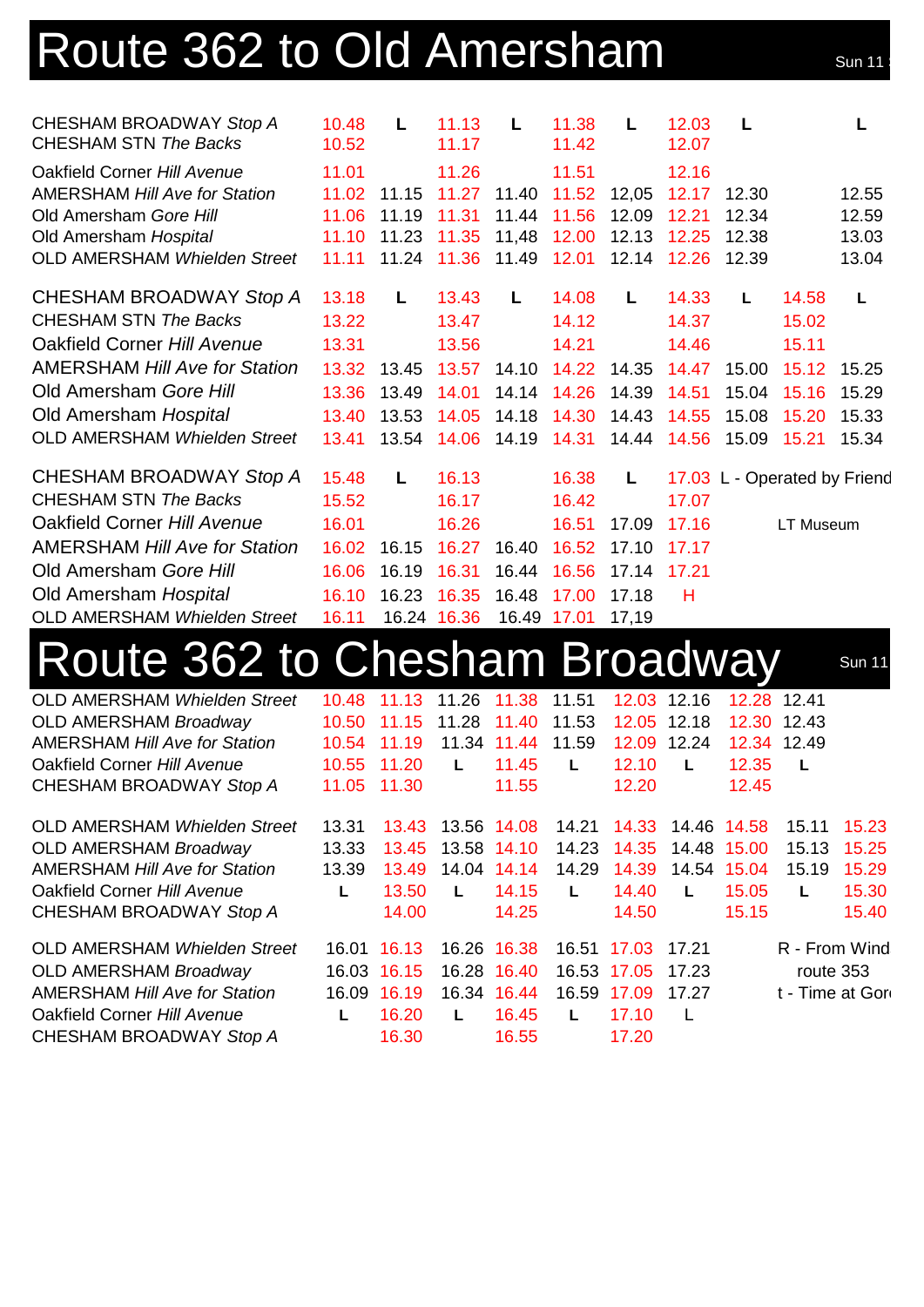# Route 362 to Old Amersham

Sun 11

| Stop | | | | | | | | | | |
|---|---|---|---|---|---|---|---|---|---|---|
| CHESHAM BROADWAY *Stop A* | 10.48 | L | 11.13 | L | 11.38 | L | 12.03 | L | | L |
| CHESHAM STN *The Backs* | 10.52 | | 11.17 | | 11.42 | | 12.07 | | | |
| Oakfield Corner *Hill Avenue* | 11.01 | | 11.26 | | 11.51 | | 12.16 | | | |
| AMERSHAM *Hill Ave for Station* | 11.02 | 11.15 | 11.27 | 11.40 | 11.52 | 12,05 | 12.17 | 12.30 | | 12.55 |
| Old Amersham *Gore Hill* | 11.06 | 11.19 | 11.31 | 11.44 | 11.56 | 12.09 | 12.21 | 12.34 | | 12.59 |
| Old Amersham *Hospital* | 11.10 | 11.23 | 11.35 | 11,48 | 12.00 | 12.13 | 12.25 | 12.38 | | 13.03 |
| OLD AMERSHAM *Whielden Street* | 11.11 | 11.24 | 11.36 | 11.49 | 12.01 | 12.14 | 12.26 | 12.39 | | 13.04 |

| Stop | | | | | | | | | | |
|---|---|---|---|---|---|---|---|---|---|---|
| CHESHAM BROADWAY *Stop A* | 13.18 | L | 13.43 | L | 14.08 | L | 14.33 | L | 14.58 | L |
| CHESHAM STN *The Backs* | 13.22 | | 13.47 | | 14.12 | | 14.37 | | 15.02 | |
| Oakfield Corner *Hill Avenue* | 13.31 | | 13.56 | | 14.21 | | 14.46 | | 15.11 | |
| AMERSHAM *Hill Ave for Station* | 13.32 | 13.45 | 13.57 | 14.10 | 14.22 | 14.35 | 14.47 | 15.00 | 15.12 | 15.25 |
| Old Amersham *Gore Hill* | 13.36 | 13.49 | 14.01 | 14.14 | 14.26 | 14.39 | 14.51 | 15.04 | 15.16 | 15.29 |
| Old Amersham *Hospital* | 13.40 | 13.53 | 14.05 | 14.18 | 14.30 | 14.43 | 14.55 | 15.08 | 15.20 | 15.33 |
| OLD AMERSHAM *Whielden Street* | 13.41 | 13.54 | 14.06 | 14.19 | 14.31 | 14.44 | 14.56 | 15.09 | 15.21 | 15.34 |

| Stop | | | | | | | |
|---|---|---|---|---|---|---|---|
| CHESHAM BROADWAY *Stop A* | 15.48 | L | 16.13 | | 16.38 | L | 17.03 |
| CHESHAM STN *The Backs* | 15.52 | | 16.17 | | 16.42 | | 17.07 |
| Oakfield Corner *Hill Avenue* | 16.01 | | 16.26 | | 16.51 | 17.09 | 17.16 |
| AMERSHAM *Hill Ave for Station* | 16.02 | 16.15 | 16.27 | 16.40 | 16.52 | 17.10 | 17.17 |
| Old Amersham *Gore Hill* | 16.06 | 16.19 | 16.31 | 16.44 | 16.56 | 17.14 | 17.21 |
| Old Amersham *Hospital* | 16.10 | 16.23 | 16.35 | 16.48 | 17.00 | 17.18 | H |
| OLD AMERSHAM *Whielden Street* | 16.11 | 16.24 | 16.36 | 16.49 | 17.01 | 17,19 | |

L - Operated by Friend

LT Museum

# Route 362 to Chesham Broadway

Sun 11

| Stop | | | | | | | | | |
|---|---|---|---|---|---|---|---|---|---|
| OLD AMERSHAM *Whielden Street* | 10.48 | 11.13 | 11.26 | 11.38 | 11.51 | 12.03 | 12.16 | 12.28 | 12.41 |
| OLD AMERSHAM *Broadway* | 10.50 | 11.15 | 11.28 | 11.40 | 11.53 | 12.05 | 12.18 | 12.30 | 12.43 |
| AMERSHAM *Hill Ave for Station* | 10.54 | 11.19 | 11.34 | 11.44 | 11.59 | 12.09 | 12.24 | 12.34 | 12.49 |
| Oakfield Corner *Hill Avenue* | 10.55 | 11.20 | L | 11.45 | L | 12.10 | L | 12.35 | L |
| CHESHAM BROADWAY *Stop A* | 11.05 | 11.30 | | 11.55 | | 12.20 | | 12.45 | |

| Stop | | | | | | | | | | |
|---|---|---|---|---|---|---|---|---|---|---|
| OLD AMERSHAM *Whielden Street* | 13.31 | 13.43 | 13.56 | 14.08 | 14.21 | 14.33 | 14.46 | 14.58 | 15.11 | 15.23 |
| OLD AMERSHAM *Broadway* | 13.33 | 13.45 | 13.58 | 14.10 | 14.23 | 14.35 | 14.48 | 15.00 | 15.13 | 15.25 |
| AMERSHAM *Hill Ave for Station* | 13.39 | 13.49 | 14.04 | 14.14 | 14.29 | 14.39 | 14.54 | 15.04 | 15.19 | 15.29 |
| Oakfield Corner *Hill Avenue* | L | 13.50 | L | 14.15 | L | 14.40 | L | 15.05 | L | 15.30 |
| CHESHAM BROADWAY *Stop A* | | 14.00 | | 14.25 | | 14.50 | | 15.15 | | 15.40 |

| Stop | | | | | | | |
|---|---|---|---|---|---|---|---|
| OLD AMERSHAM *Whielden Street* | 16.01 | 16.13 | 16.26 | 16.38 | 16.51 | 17.03 | 17.21 |
| OLD AMERSHAM *Broadway* | 16.03 | 16.15 | 16.28 | 16.40 | 16.53 | 17.05 | 17.23 |
| AMERSHAM *Hill Ave for Station* | 16.09 | 16.19 | 16.34 | 16.44 | 16.59 | 17.09 | 17.27 |
| Oakfield Corner *Hill Avenue* | L | 16.20 | L | 16.45 | L | 17.10 | L |
| CHESHAM BROADWAY *Stop A* | | 16.30 | | 16.55 | | 17.20 | |

R - From Wind
route 353
t - Time at Gor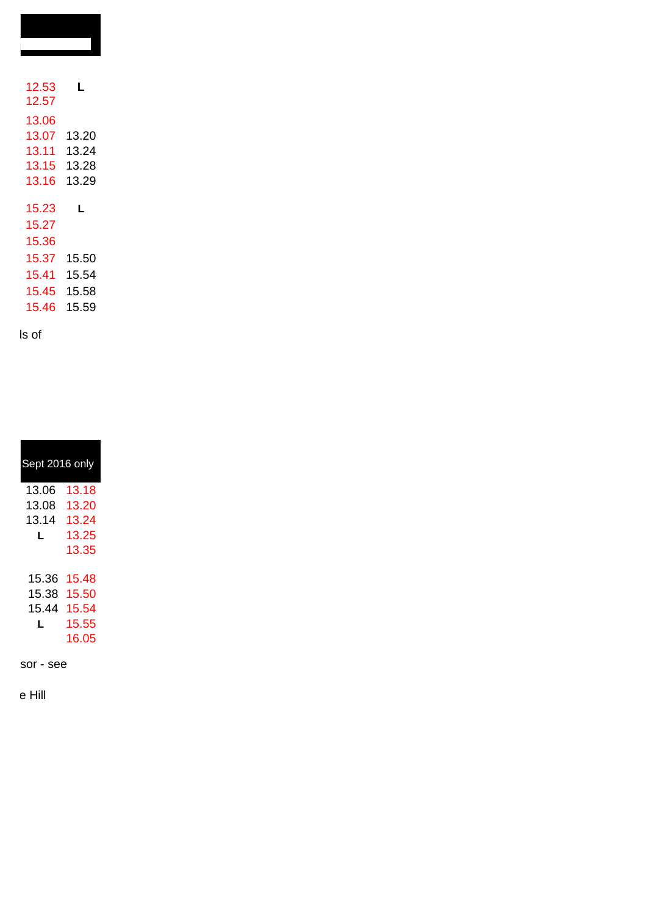| | |
|---|---|
| 12.53 | **L** |
| 12.57 | |
| 13.06 | |
| 13.07 | 13.20 |
| 13.11 | 13.24 |
| 13.15 | 13.28 |
| 13.16 | 13.29 |
| 15.23 | **L** |
| 15.27 | |
| 15.36 | |
| 15.37 | 15.50 |
| 15.41 | 15.54 |
| 15.45 | 15.58 |
| 15.46 | 15.59 |

ls of

| Sept 2016 only | |
|---|---|
| 13.06 | 13.18 |
| 13.08 | 13.20 |
| 13.14 | 13.24 |
| **L** | 13.25 |
| | 13.35 |
| 15.36 | 15.48 |
| 15.38 | 15.50 |
| 15.44 | 15.54 |
| **L** | 15.55 |
| | 16.05 |

sor - see

e Hill